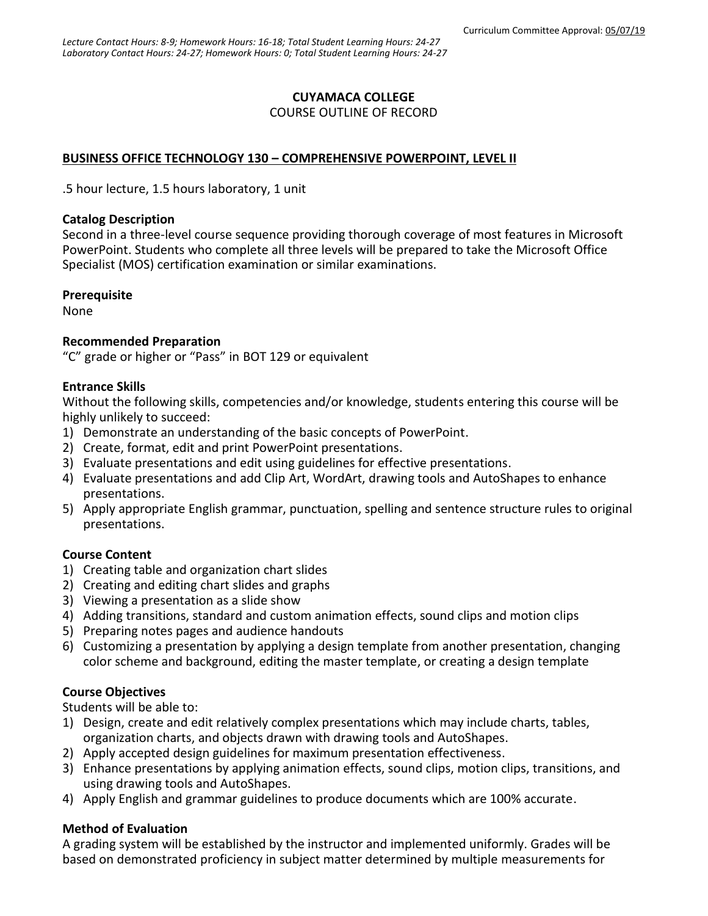Curriculum Committee Approval: 05/07/19

*Lecture Contact Hours: 8-9; Homework Hours: 16-18; Total Student Learning Hours: 24-27*
*Laboratory Contact Hours: 24-27; Homework Hours: 0; Total Student Learning Hours: 24-27*

**CUYAMACA COLLEGE**
COURSE OUTLINE OF RECORD

**BUSINESS OFFICE TECHNOLOGY 130 – COMPREHENSIVE POWERPOINT, LEVEL II**

.5 hour lecture, 1.5 hours laboratory, 1 unit

**Catalog Description**
Second in a three-level course sequence providing thorough coverage of most features in Microsoft PowerPoint. Students who complete all three levels will be prepared to take the Microsoft Office Specialist (MOS) certification examination or similar examinations.

**Prerequisite**
None

**Recommended Preparation**
"C" grade or higher or "Pass" in BOT 129 or equivalent

**Entrance Skills**
Without the following skills, competencies and/or knowledge, students entering this course will be highly unlikely to succeed:

1) Demonstrate an understanding of the basic concepts of PowerPoint.
2) Create, format, edit and print PowerPoint presentations.
3) Evaluate presentations and edit using guidelines for effective presentations.
4) Evaluate presentations and add Clip Art, WordArt, drawing tools and AutoShapes to enhance presentations.
5) Apply appropriate English grammar, punctuation, spelling and sentence structure rules to original presentations.

**Course Content**

1) Creating table and organization chart slides
2) Creating and editing chart slides and graphs
3) Viewing a presentation as a slide show
4) Adding transitions, standard and custom animation effects, sound clips and motion clips
5) Preparing notes pages and audience handouts
6) Customizing a presentation by applying a design template from another presentation, changing color scheme and background, editing the master template, or creating a design template

**Course Objectives**
Students will be able to:

1) Design, create and edit relatively complex presentations which may include charts, tables, organization charts, and objects drawn with drawing tools and AutoShapes.
2) Apply accepted design guidelines for maximum presentation effectiveness.
3) Enhance presentations by applying animation effects, sound clips, motion clips, transitions, and using drawing tools and AutoShapes.
4) Apply English and grammar guidelines to produce documents which are 100% accurate.

**Method of Evaluation**
A grading system will be established by the instructor and implemented uniformly. Grades will be based on demonstrated proficiency in subject matter determined by multiple measurements for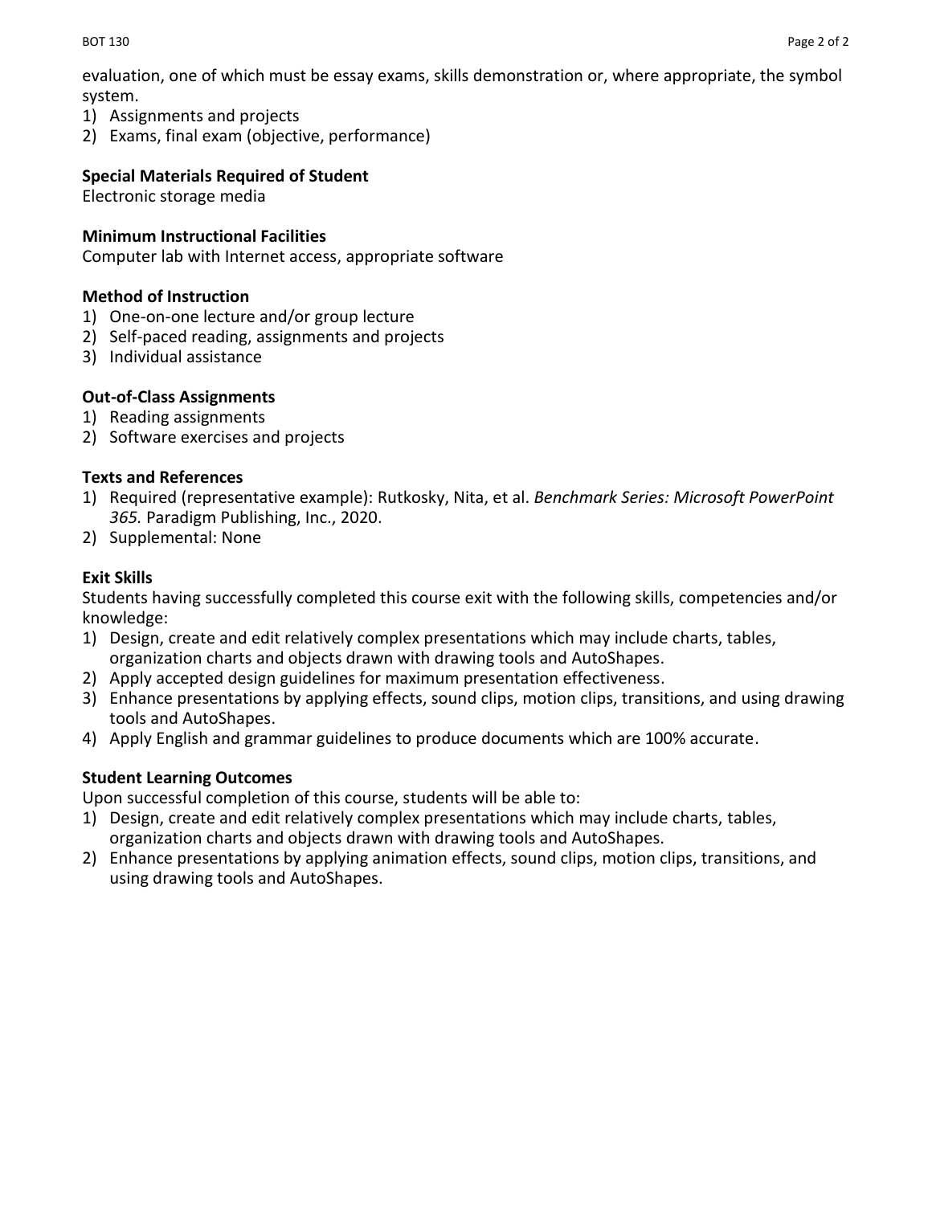evaluation, one of which must be essay exams, skills demonstration or, where appropriate, the symbol system.

1) Assignments and projects
2) Exams, final exam (objective, performance)

**Special Materials Required of Student**

Electronic storage media

**Minimum Instructional Facilities**

Computer lab with Internet access, appropriate software

**Method of Instruction**

1) One-on-one lecture and/or group lecture
2) Self-paced reading, assignments and projects
3) Individual assistance

**Out-of-Class Assignments**

1) Reading assignments
2) Software exercises and projects

**Texts and References**

1) Required (representative example): Rutkosky, Nita, et al. *Benchmark Series: Microsoft PowerPoint 365.* Paradigm Publishing, Inc., 2020.
2) Supplemental: None

**Exit Skills**

Students having successfully completed this course exit with the following skills, competencies and/or knowledge:

1) Design, create and edit relatively complex presentations which may include charts, tables, organization charts and objects drawn with drawing tools and AutoShapes.
2) Apply accepted design guidelines for maximum presentation effectiveness.
3) Enhance presentations by applying effects, sound clips, motion clips, transitions, and using drawing tools and AutoShapes.
4) Apply English and grammar guidelines to produce documents which are 100% accurate.

**Student Learning Outcomes**

Upon successful completion of this course, students will be able to:

1) Design, create and edit relatively complex presentations which may include charts, tables, organization charts and objects drawn with drawing tools and AutoShapes.
2) Enhance presentations by applying animation effects, sound clips, motion clips, transitions, and using drawing tools and AutoShapes.